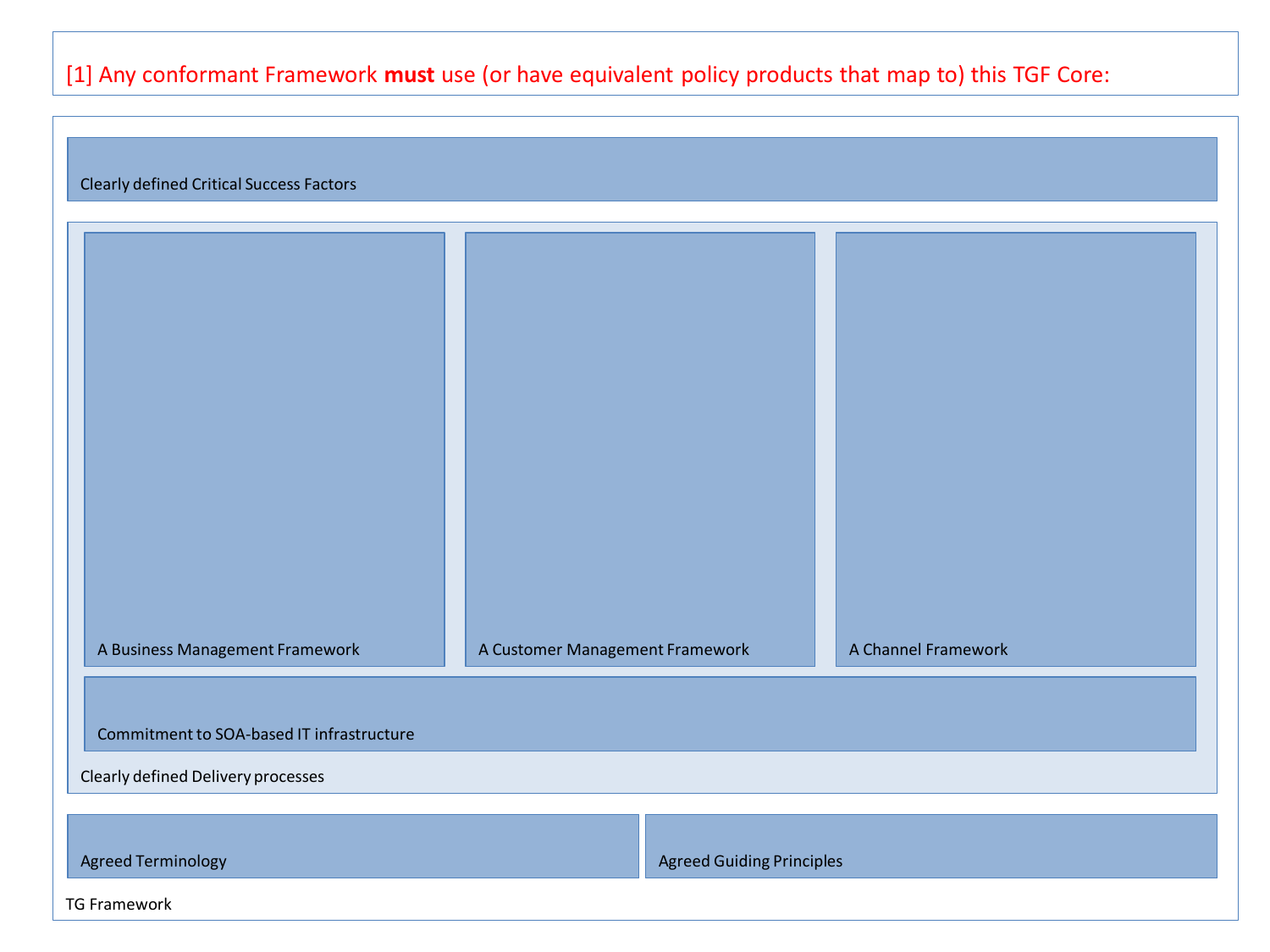[1] Any conformant Framework **must** use (or have equivalent policy products that map to) this TGF Core:

Clearly defined Critical Success Factors

A Business Management Framework

A Customer Management Framework

A Channel Framework

Commitment to SOA-based IT infrastructure

Clearly defined Delivery processes

Agreed Terminology

Agreed Guiding Principles

TG Framework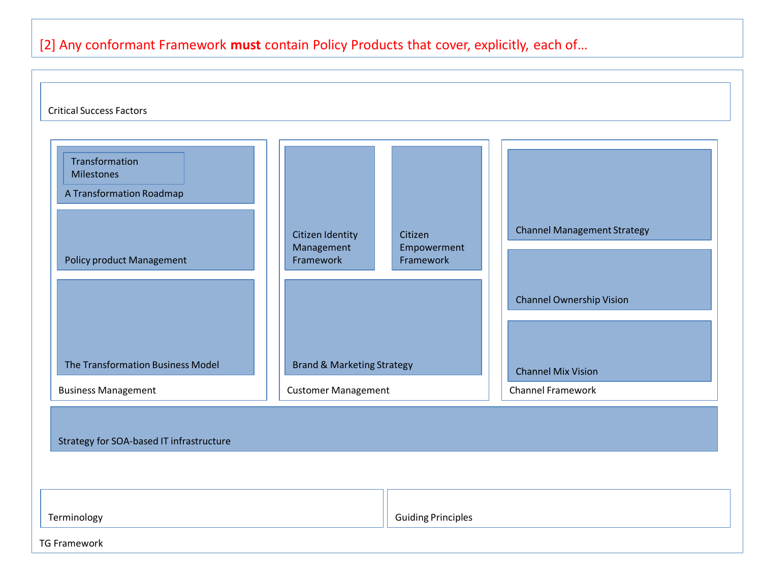[2] Any conformant Framework **must** contain Policy Products that cover, explicitly, each of…

Critical Success Factors

Transformation Milestones

A Transformation Roadmap

Policy product Management

The Transformation Business Model

Business Management

Citizen Identity Management Framework

Citizen Empowerment Framework

Brand & Marketing Strategy

Customer Management

Channel Management Strategy

Channel Ownership Vision

Channel Mix Vision

Channel Framework

Strategy for SOA-based IT infrastructure

Terminology

Guiding Principles

TG Framework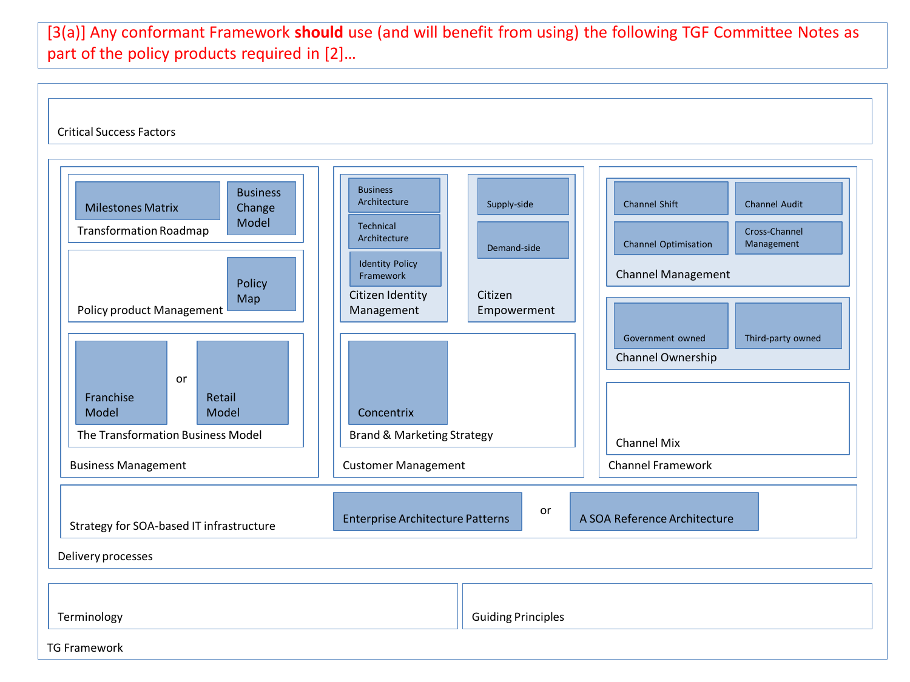[3(a)] Any conformant Framework **should** use (and will benefit from using) the following TGF Committee Notes as part of the policy products required in [2]…

**TG Framework**

- Critical Success Factors
- Delivery processes
  - Business Management
    - Transformation Roadmap
      - Milestones Matrix
      - Business Change Model
    - Policy product Management
      - Policy Map
    - The Transformation Business Model
      - Franchise Model
      - or
      - Retail Model
  - Customer Management
    - Citizen Identity Management
      - Business Architecture
      - Technical Architecture
      - Identity Policy Framework
    - Citizen Empowerment
      - Supply-side
      - Demand-side
    - Brand & Marketing Strategy
      - Concentrix
  - Channel Framework
    - Channel Management
      - Channel Shift
      - Channel Audit
      - Channel Optimisation
      - Cross-Channel Management
    - Channel Ownership
      - Government owned
      - Third-party owned
    - Channel Mix
  - Strategy for SOA-based IT infrastructure
    - Enterprise Architecture Patterns
    - or
    - A SOA Reference Architecture
- Terminology
- Guiding Principles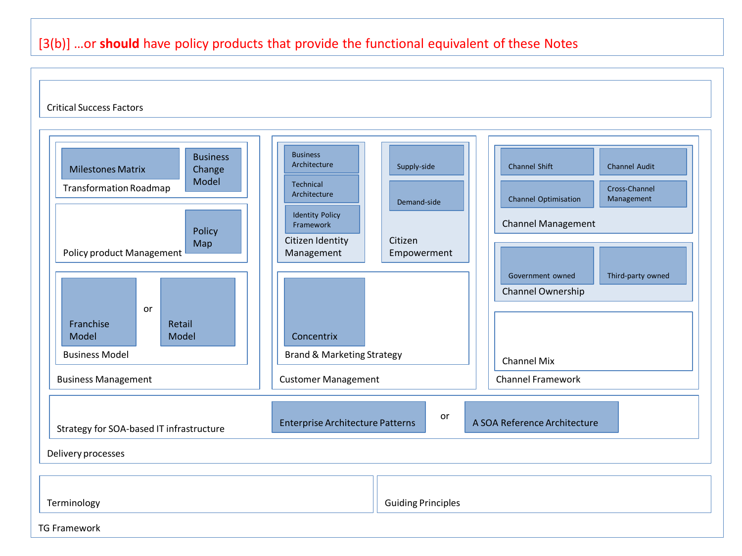[3(b)] …or **should** have policy products that provide the functional equivalent of these Notes

## TG Framework

### Critical Success Factors

### Delivery processes

#### Business Management

- **Transformation Roadmap**
  - Milestones Matrix
  - Business Change Model
- **Policy product Management**
  - Policy Map
- **Business Model**
  - Franchise Model
  - or
  - Retail Model

#### Customer Management

- **Citizen Identity Management**
  - Business Architecture
  - Technical Architecture
  - Identity Policy Framework
- **Citizen Empowerment**
  - Supply-side
  - Demand-side
- **Brand & Marketing Strategy**
  - Concentrix

#### Channel Framework

- **Channel Management**
  - Channel Shift
  - Channel Audit
  - Channel Optimisation
  - Cross-Channel Management
- **Channel Ownership**
  - Government owned
  - Third-party owned
- **Channel Mix**

#### Strategy for SOA-based IT infrastructure

- Enterprise Architecture Patterns
- or
- A SOA Reference Architecture

### Terminology

### Guiding Principles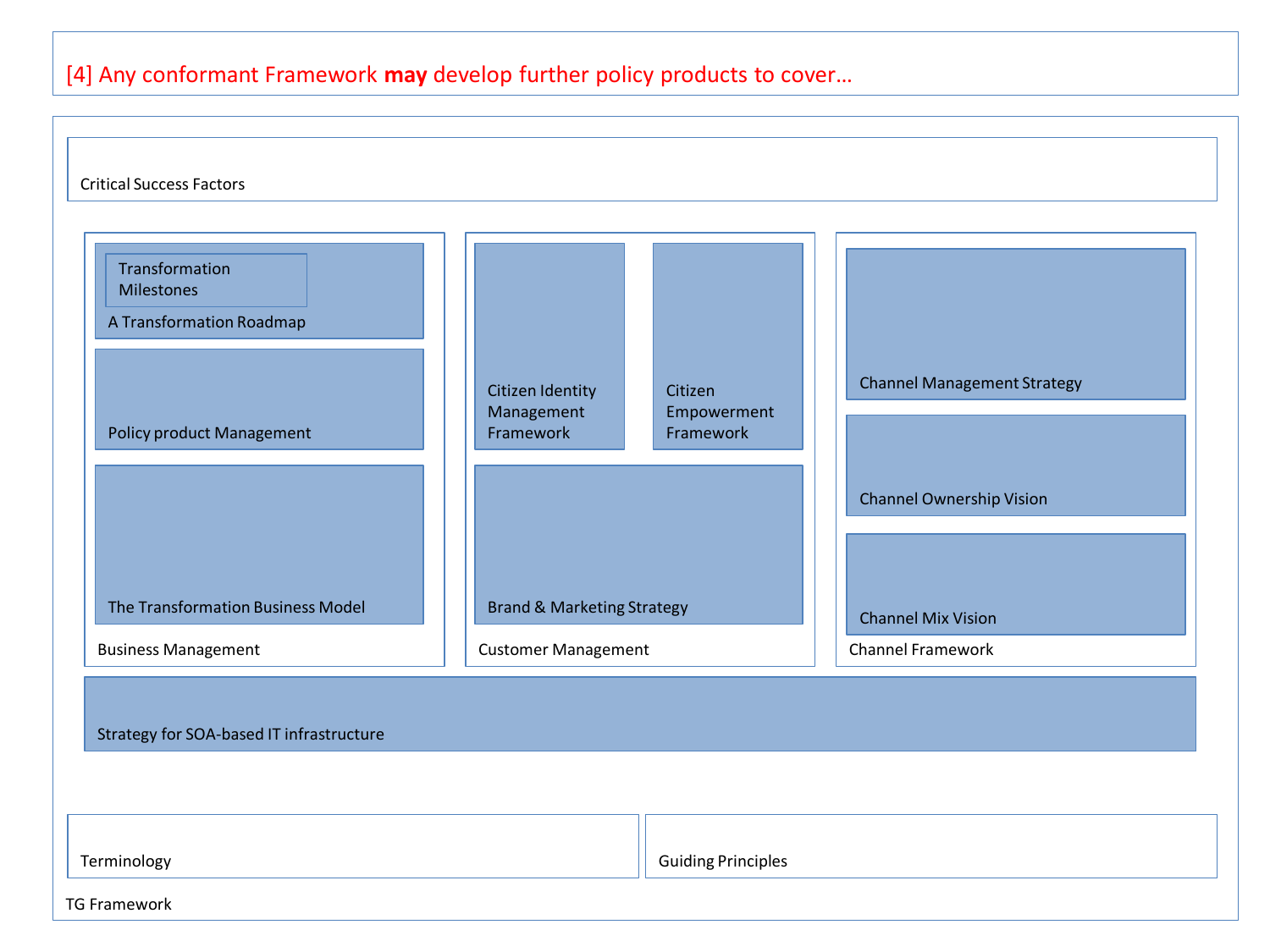[4] Any conformant Framework **may** develop further policy products to cover…

Critical Success Factors

**Business Management**

- A Transformation Roadmap
  - Transformation Milestones
- Policy product Management
- The Transformation Business Model

**Customer Management**

- Citizen Identity Management Framework
- Citizen Empowerment Framework
- Brand & Marketing Strategy

**Channel Framework**

- Channel Management Strategy
- Channel Ownership Vision
- Channel Mix Vision

Strategy for SOA-based IT infrastructure

Terminology

Guiding Principles

TG Framework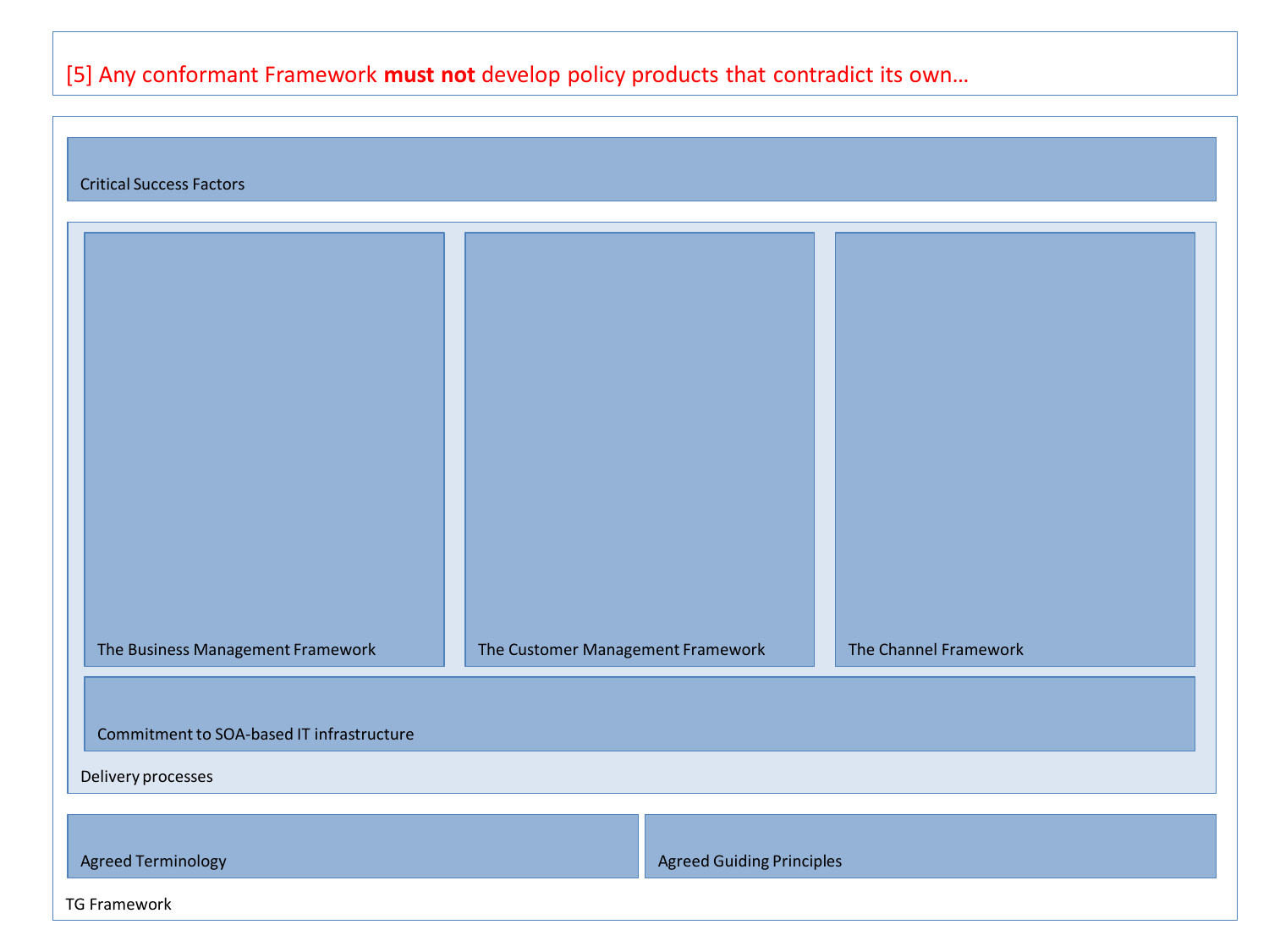[5] Any conformant Framework **must not** develop policy products that contradict its own…

Critical Success Factors

The Business Management Framework

The Customer Management Framework

The Channel Framework

Commitment to SOA-based IT infrastructure

Delivery processes

Agreed Terminology

Agreed Guiding Principles

TG Framework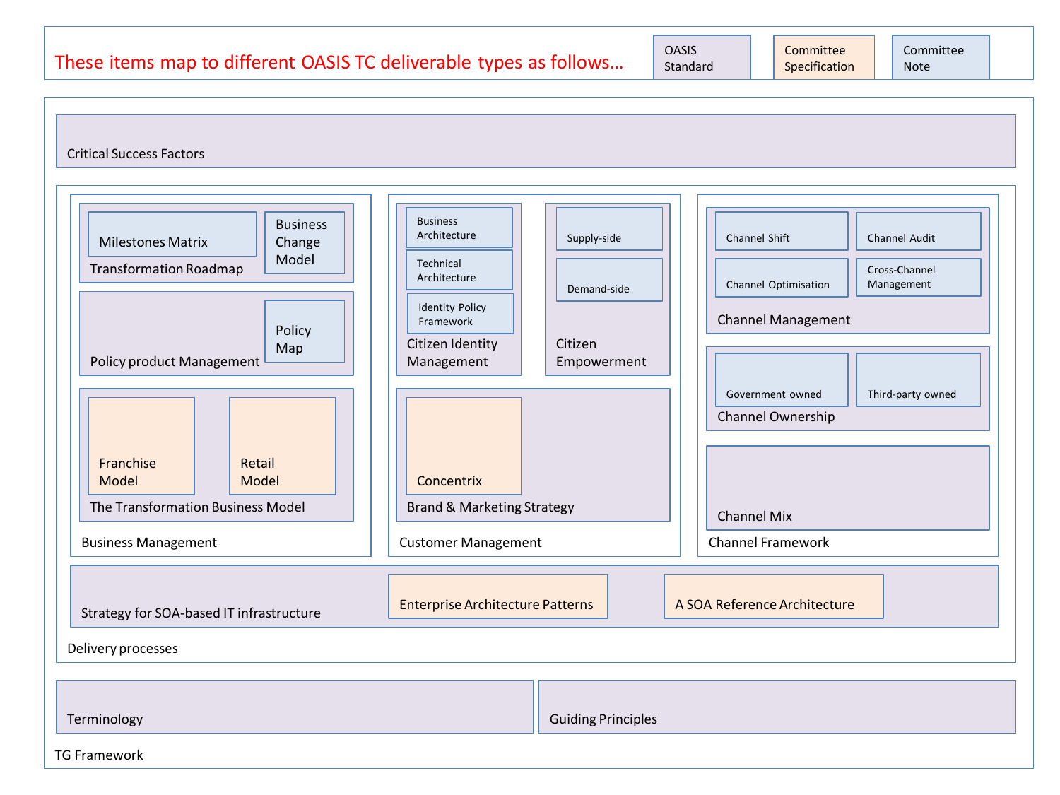These items map to different OASIS TC deliverable types as follows…

OASIS Standard

Committee Specification

Committee Note

Critical Success Factors

Milestones Matrix

Business Change Model

Transformation Roadmap

Policy Map

Policy product Management

Franchise Model

Retail Model

The Transformation Business Model

Business Management

Business Architecture

Technical Architecture

Identity Policy Framework

Citizen Identity Management

Supply-side

Demand-side

Citizen Empowerment

Concentrix

Brand & Marketing Strategy

Customer Management

Channel Shift

Channel Audit

Channel Optimisation

Cross-Channel Management

Channel Management

Government owned

Third-party owned

Channel Ownership

Channel Mix

Channel Framework

Strategy for SOA-based IT infrastructure

Enterprise Architecture Patterns

A SOA Reference Architecture

Delivery processes

Terminology

Guiding Principles

TG Framework